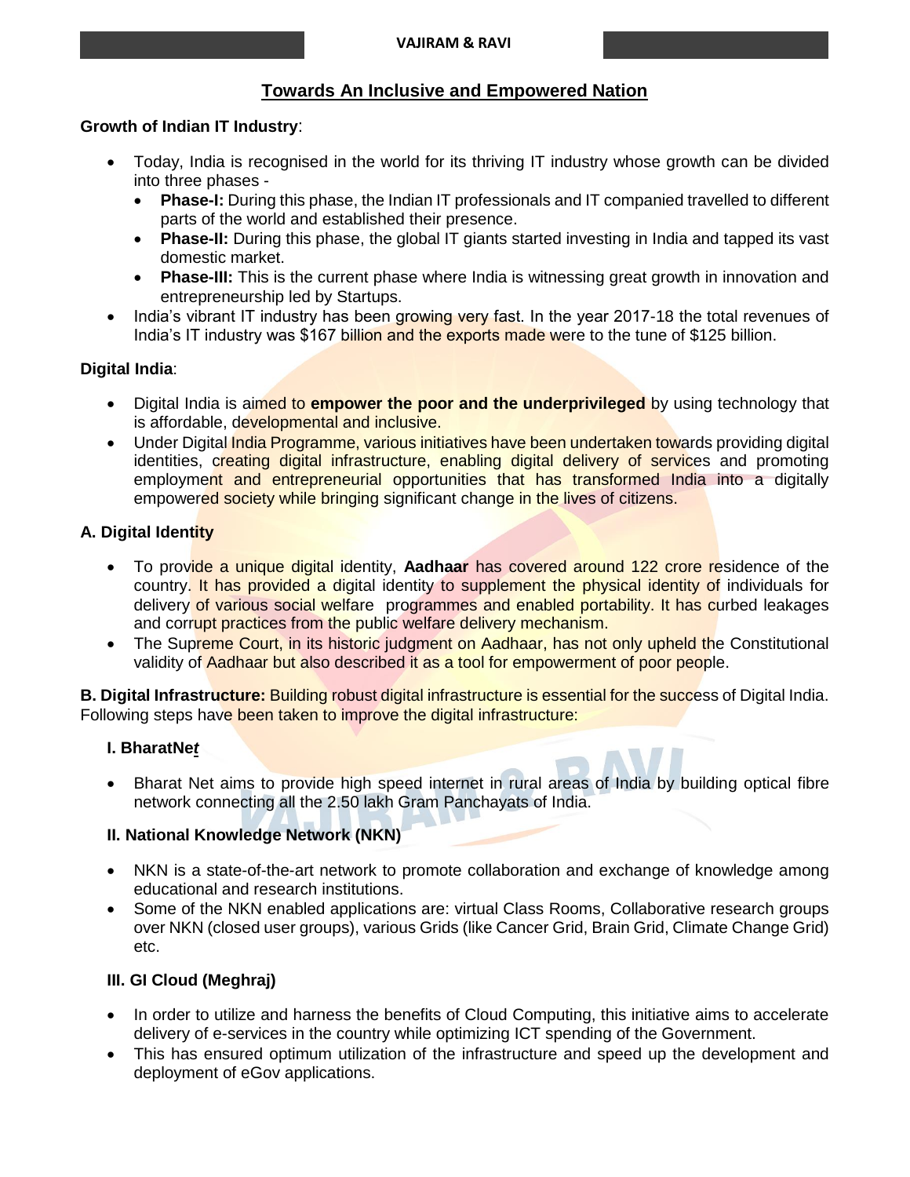# Towards An Inclusive and Empowered Nation

**Growth of Indian IT Industry**:

- Today, India is recognised in the world for its thriving IT industry whose growth can be divided into three phases -
  - **Phase-I:** During this phase, the Indian IT professionals and IT companied travelled to different parts of the world and established their presence.
  - **Phase-II:** During this phase, the global IT giants started investing in India and tapped its vast domestic market.
  - **Phase-III:** This is the current phase where India is witnessing great growth in innovation and entrepreneurship led by Startups.
- India's vibrant IT industry has been growing very fast. In the year 2017-18 the total revenues of India's IT industry was $167 billion and the exports made were to the tune of $125 billion.

**Digital India**:

- Digital India is aimed to **empower the poor and the underprivileged** by using technology that is affordable, developmental and inclusive.
- Under Digital India Programme, various initiatives have been undertaken towards providing digital identities, creating digital infrastructure, enabling digital delivery of services and promoting employment and entrepreneurial opportunities that has transformed India into a digitally empowered society while bringing significant change in the lives of citizens.

**A. Digital Identity**

- To provide a unique digital identity, **Aadhaar** has covered around 122 crore residence of the country. It has provided a digital identity to supplement the physical identity of individuals for delivery of various social welfare programmes and enabled portability. It has curbed leakages and corrupt practices from the public welfare delivery mechanism.
- The Supreme Court, in its historic judgment on Aadhaar, has not only upheld the Constitutional validity of Aadhaar but also described it as a tool for empowerment of poor people.

**B. Digital Infrastructure:** Building robust digital infrastructure is essential for the success of Digital India. Following steps have been taken to improve the digital infrastructure:

**I. BharatNet**

- Bharat Net aims to provide high speed internet in rural areas of India by building optical fibre network connecting all the 2.50 lakh Gram Panchayats of India.

**II. National Knowledge Network (NKN)**

- NKN is a state-of-the-art network to promote collaboration and exchange of knowledge among educational and research institutions.
- Some of the NKN enabled applications are: virtual Class Rooms, Collaborative research groups over NKN (closed user groups), various Grids (like Cancer Grid, Brain Grid, Climate Change Grid) etc.

**III. GI Cloud (Meghraj)**

- In order to utilize and harness the benefits of Cloud Computing, this initiative aims to accelerate delivery of e-services in the country while optimizing ICT spending of the Government.
- This has ensured optimum utilization of the infrastructure and speed up the development and deployment of eGov applications.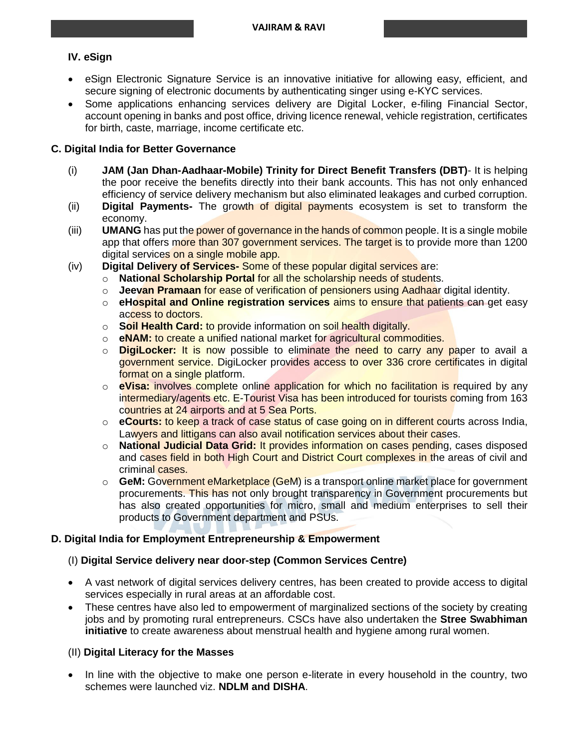### IV. eSign

- eSign Electronic Signature Service is an innovative initiative for allowing easy, efficient, and secure signing of electronic documents by authenticating singer using e-KYC services.
- Some applications enhancing services delivery are Digital Locker, e-filing Financial Sector, account opening in banks and post office, driving licence renewal, vehicle registration, certificates for birth, caste, marriage, income certificate etc.

## C. Digital India for Better Governance

(i) **JAM (Jan Dhan-Aadhaar-Mobile) Trinity for Direct Benefit Transfers (DBT)**- It is helping the poor receive the benefits directly into their bank accounts. This has not only enhanced efficiency of service delivery mechanism but also eliminated leakages and curbed corruption.

(ii) **Digital Payments-** The growth of digital payments ecosystem is set to transform the economy.

(iii) **UMANG** has put the power of governance in the hands of common people. It is a single mobile app that offers more than 307 government services. The target is to provide more than 1200 digital services on a single mobile app.

(iv) **Digital Delivery of Services-** Some of these popular digital services are:

- **National Scholarship Portal** for all the scholarship needs of students.
- **Jeevan Pramaan** for ease of verification of pensioners using Aadhaar digital identity.
- **eHospital and Online registration services** aims to ensure that patients can get easy access to doctors.
- **Soil Health Card:** to provide information on soil health digitally.
- **eNAM:** to create a unified national market for agricultural commodities.
- **DigiLocker:** It is now possible to eliminate the need to carry any paper to avail a government service. DigiLocker provides access to over 336 crore certificates in digital format on a single platform.
- **eVisa:** involves complete online application for which no facilitation is required by any intermediary/agents etc. E-Tourist Visa has been introduced for tourists coming from 163 countries at 24 airports and at 5 Sea Ports.
- **eCourts:** to keep a track of case status of case going on in different courts across India, Lawyers and littigans can also avail notification services about their cases.
- **National Judicial Data Grid:** It provides information on cases pending, cases disposed and cases field in both High Court and District Court complexes in the areas of civil and criminal cases.
- **GeM:** Government eMarketplace (GeM) is a transport online market place for government procurements. This has not only brought transparency in Government procurements but has also created opportunities for micro, small and medium enterprises to sell their products to Government department and PSUs.

## D. Digital India for Employment Entrepreneurship & Empowerment

(I) **Digital Service delivery near door-step (Common Services Centre)**

- A vast network of digital services delivery centres, has been created to provide access to digital services especially in rural areas at an affordable cost.
- These centres have also led to empowerment of marginalized sections of the society by creating jobs and by promoting rural entrepreneurs. CSCs have also undertaken the **Stree Swabhiman initiative** to create awareness about menstrual health and hygiene among rural women.

(II) **Digital Literacy for the Masses**

- In line with the objective to make one person e-literate in every household in the country, two schemes were launched viz. **NDLM and DISHA**.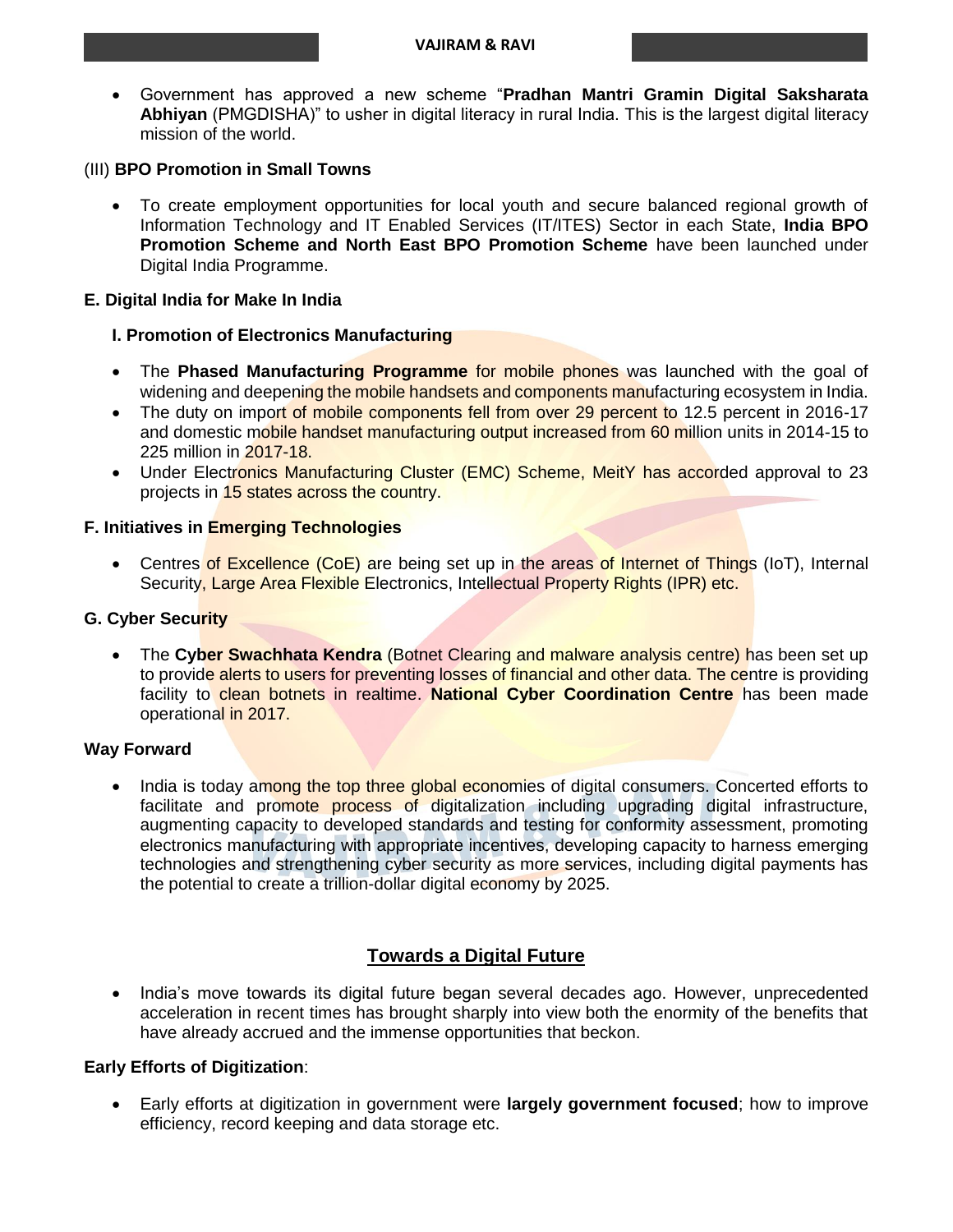- Government has approved a new scheme "**Pradhan Mantri Gramin Digital Saksharata Abhiyan** (PMGDISHA)" to usher in digital literacy in rural India. This is the largest digital literacy mission of the world.

(III) **BPO Promotion in Small Towns**

- To create employment opportunities for local youth and secure balanced regional growth of Information Technology and IT Enabled Services (IT/ITES) Sector in each State, **India BPO Promotion Scheme and North East BPO Promotion Scheme** have been launched under Digital India Programme.

**E. Digital India for Make In India**

**I. Promotion of Electronics Manufacturing**

- The **Phased Manufacturing Programme** for mobile phones was launched with the goal of widening and deepening the mobile handsets and components manufacturing ecosystem in India.
- The duty on import of mobile components fell from over 29 percent to 12.5 percent in 2016-17 and domestic mobile handset manufacturing output increased from 60 million units in 2014-15 to 225 million in 2017-18.
- Under Electronics Manufacturing Cluster (EMC) Scheme, MeitY has accorded approval to 23 projects in 15 states across the country.

**F. Initiatives in Emerging Technologies**

- Centres of Excellence (CoE) are being set up in the areas of Internet of Things (IoT), Internal Security, Large Area Flexible Electronics, Intellectual Property Rights (IPR) etc.

**G. Cyber Security**

- The **Cyber Swachhata Kendra** (Botnet Clearing and malware analysis centre) has been set up to provide alerts to users for preventing losses of financial and other data. The centre is providing facility to clean botnets in realtime. **National Cyber Coordination Centre** has been made operational in 2017.

**Way Forward**

- India is today among the top three global economies of digital consumers. Concerted efforts to facilitate and promote process of digitalization including upgrading digital infrastructure, augmenting capacity to developed standards and testing for conformity assessment, promoting electronics manufacturing with appropriate incentives, developing capacity to harness emerging technologies and strengthening cyber security as more services, including digital payments has the potential to create a trillion-dollar digital economy by 2025.

## Towards a Digital Future

- India's move towards its digital future began several decades ago. However, unprecedented acceleration in recent times has brought sharply into view both the enormity of the benefits that have already accrued and the immense opportunities that beckon.

**Early Efforts of Digitization**:

- Early efforts at digitization in government were **largely government focused**; how to improve efficiency, record keeping and data storage etc.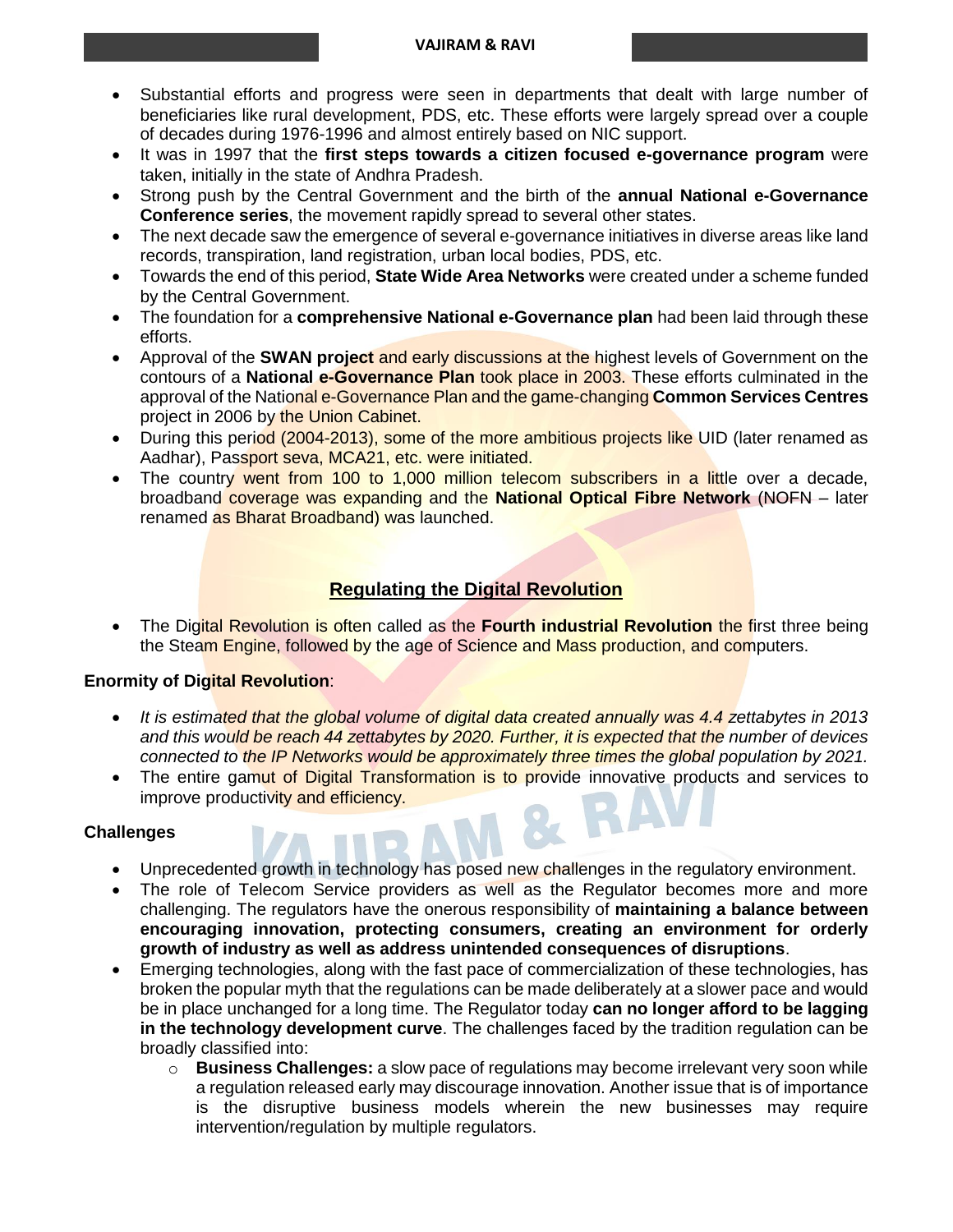- Substantial efforts and progress were seen in departments that dealt with large number of beneficiaries like rural development, PDS, etc. These efforts were largely spread over a couple of decades during 1976-1996 and almost entirely based on NIC support.
- It was in 1997 that the **first steps towards a citizen focused e-governance program** were taken, initially in the state of Andhra Pradesh.
- Strong push by the Central Government and the birth of the **annual National e-Governance Conference series**, the movement rapidly spread to several other states.
- The next decade saw the emergence of several e-governance initiatives in diverse areas like land records, transpiration, land registration, urban local bodies, PDS, etc.
- Towards the end of this period, **State Wide Area Networks** were created under a scheme funded by the Central Government.
- The foundation for a **comprehensive National e-Governance plan** had been laid through these efforts.
- Approval of the **SWAN project** and early discussions at the highest levels of Government on the contours of a **National e-Governance Plan** took place in 2003. These efforts culminated in the approval of the National e-Governance Plan and the game-changing **Common Services Centres** project in 2006 by the Union Cabinet.
- During this period (2004-2013), some of the more ambitious projects like UID (later renamed as Aadhar), Passport seva, MCA21, etc. were initiated.
- The country went from 100 to 1,000 million telecom subscribers in a little over a decade, broadband coverage was expanding and the **National Optical Fibre Network** (NOFN – later renamed as Bharat Broadband) was launched.

## Regulating the Digital Revolution

- The Digital Revolution is often called as the **Fourth industrial Revolution** the first three being the Steam Engine, followed by the age of Science and Mass production, and computers.

**Enormity of Digital Revolution**:

- *It is estimated that the global volume of digital data created annually was 4.4 zettabytes in 2013 and this would be reach 44 zettabytes by 2020. Further, it is expected that the number of devices connected to the IP Networks would be approximately three times the global population by 2021.*
- The entire gamut of Digital Transformation is to provide innovative products and services to improve productivity and efficiency.

**Challenges**

- Unprecedented growth in technology has posed new challenges in the regulatory environment.
- The role of Telecom Service providers as well as the Regulator becomes more and more challenging. The regulators have the onerous responsibility of **maintaining a balance between encouraging innovation, protecting consumers, creating an environment for orderly growth of industry as well as address unintended consequences of disruptions**.
- Emerging technologies, along with the fast pace of commercialization of these technologies, has broken the popular myth that the regulations can be made deliberately at a slower pace and would be in place unchanged for a long time. The Regulator today **can no longer afford to be lagging in the technology development curve**. The challenges faced by the tradition regulation can be broadly classified into:
  - **Business Challenges:** a slow pace of regulations may become irrelevant very soon while a regulation released early may discourage innovation. Another issue that is of importance is the disruptive business models wherein the new businesses may require intervention/regulation by multiple regulators.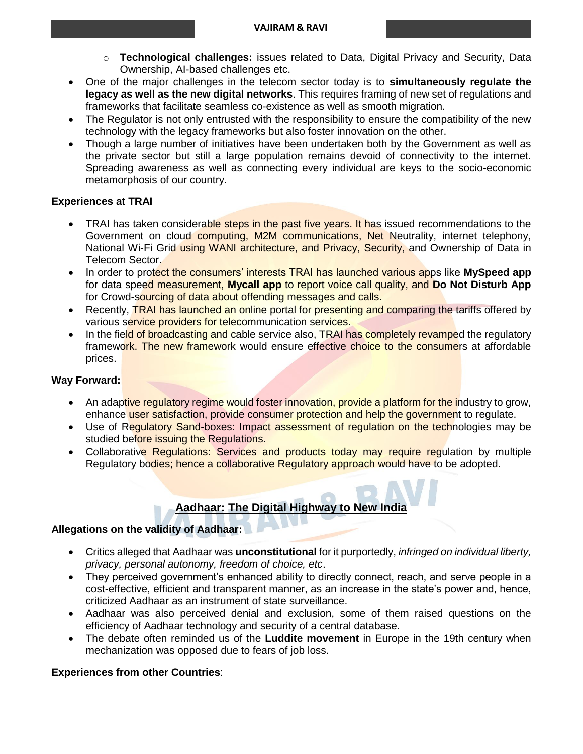- Technological challenges: issues related to Data, Digital Privacy and Security, Data Ownership, AI-based challenges etc.

- One of the major challenges in the telecom sector today is to **simultaneously regulate the legacy as well as the new digital networks**. This requires framing of new set of regulations and frameworks that facilitate seamless co-existence as well as smooth migration.
- The Regulator is not only entrusted with the responsibility to ensure the compatibility of the new technology with the legacy frameworks but also foster innovation on the other.
- Though a large number of initiatives have been undertaken both by the Government as well as the private sector but still a large population remains devoid of connectivity to the internet. Spreading awareness as well as connecting every individual are keys to the socio-economic metamorphosis of our country.

**Experiences at TRAI**

- TRAI has taken considerable steps in the past five years. It has issued recommendations to the Government on cloud computing, M2M communications, Net Neutrality, internet telephony, National Wi-Fi Grid using WANI architecture, and Privacy, Security, and Ownership of Data in Telecom Sector.
- In order to protect the consumers' interests TRAI has launched various apps like **MySpeed app** for data speed measurement, **Mycall app** to report voice call quality, and **Do Not Disturb App** for Crowd-sourcing of data about offending messages and calls.
- Recently, TRAI has launched an online portal for presenting and comparing the tariffs offered by various service providers for telecommunication services.
- In the field of broadcasting and cable service also, TRAI has completely revamped the regulatory framework. The new framework would ensure effective choice to the consumers at affordable prices.

**Way Forward:**

- An adaptive regulatory regime would foster innovation, provide a platform for the industry to grow, enhance user satisfaction, provide consumer protection and help the government to regulate.
- Use of Regulatory Sand-boxes: Impact assessment of regulation on the technologies may be studied before issuing the Regulations.
- Collaborative Regulations: Services and products today may require regulation by multiple Regulatory bodies; hence a collaborative Regulatory approach would have to be adopted.

## Aadhaar: The Digital Highway to New India

**Allegations on the validity of Aadhaar:**

- Critics alleged that Aadhaar was **unconstitutional** for it purportedly, *infringed on individual liberty, privacy, personal autonomy, freedom of choice, etc*.
- They perceived government's enhanced ability to directly connect, reach, and serve people in a cost-effective, efficient and transparent manner, as an increase in the state's power and, hence, criticized Aadhaar as an instrument of state surveillance.
- Aadhaar was also perceived denial and exclusion, some of them raised questions on the efficiency of Aadhaar technology and security of a central database.
- The debate often reminded us of the **Luddite movement** in Europe in the 19th century when mechanization was opposed due to fears of job loss.

**Experiences from other Countries**: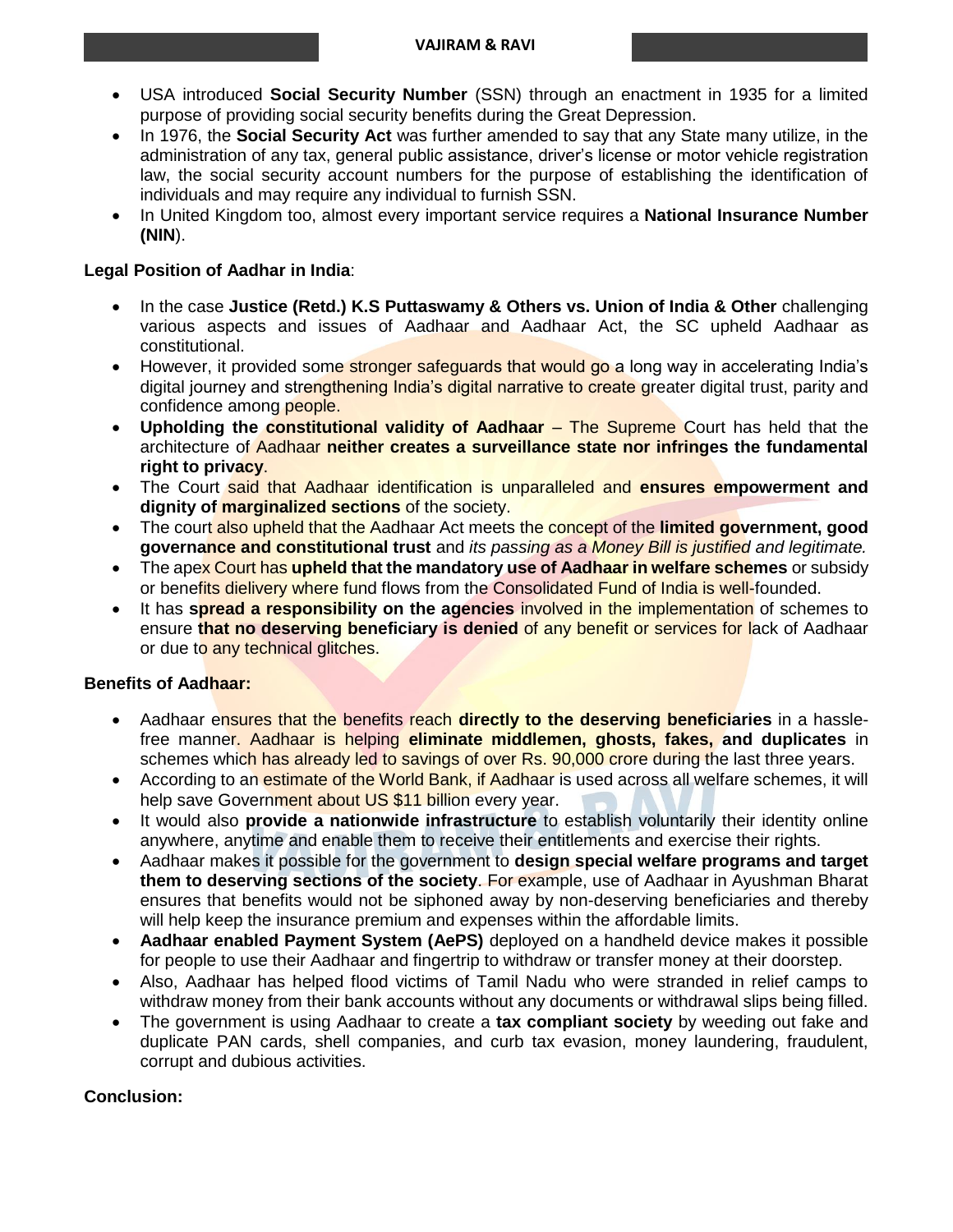- USA introduced **Social Security Number** (SSN) through an enactment in 1935 for a limited purpose of providing social security benefits during the Great Depression.
- In 1976, the **Social Security Act** was further amended to say that any State many utilize, in the administration of any tax, general public assistance, driver's license or motor vehicle registration law, the social security account numbers for the purpose of establishing the identification of individuals and may require any individual to furnish SSN.
- In United Kingdom too, almost every important service requires a **National Insurance Number (NIN**).

**Legal Position of Aadhar in India**:

- In the case **Justice (Retd.) K.S Puttaswamy & Others vs. Union of India & Other** challenging various aspects and issues of Aadhaar and Aadhaar Act, the SC upheld Aadhaar as constitutional.
- However, it provided some stronger safeguards that would go a long way in accelerating India's digital journey and strengthening India's digital narrative to create greater digital trust, parity and confidence among people.
- **Upholding the constitutional validity of Aadhaar** – The Supreme Court has held that the architecture of Aadhaar **neither creates a surveillance state nor infringes the fundamental right to privacy**.
- The Court said that Aadhaar identification is unparalleled and **ensures empowerment and dignity of marginalized sections** of the society.
- The court also upheld that the Aadhaar Act meets the concept of the **limited government, good governance and constitutional trust** and *its passing as a Money Bill is justified and legitimate.*
- The apex Court has **upheld that the mandatory use of Aadhaar in welfare schemes** or subsidy or benefits dielivery where fund flows from the Consolidated Fund of India is well-founded.
- It has **spread a responsibility on the agencies** involved in the implementation of schemes to ensure **that no deserving beneficiary is denied** of any benefit or services for lack of Aadhaar or due to any technical glitches.

**Benefits of Aadhaar:**

- Aadhaar ensures that the benefits reach **directly to the deserving beneficiaries** in a hassle-free manner. Aadhaar is helping **eliminate middlemen, ghosts, fakes, and duplicates** in schemes which has already led to savings of over Rs. 90,000 crore during the last three years.
- According to an estimate of the World Bank, if Aadhaar is used across all welfare schemes, it will help save Government about US $11 billion every year.
- It would also **provide a nationwide infrastructure** to establish voluntarily their identity online anywhere, anytime and enable them to receive their entitlements and exercise their rights.
- Aadhaar makes it possible for the government to **design special welfare programs and target them to deserving sections of the society**. For example, use of Aadhaar in Ayushman Bharat ensures that benefits would not be siphoned away by non-deserving beneficiaries and thereby will help keep the insurance premium and expenses within the affordable limits.
- **Aadhaar enabled Payment System (AePS)** deployed on a handheld device makes it possible for people to use their Aadhaar and fingertrip to withdraw or transfer money at their doorstep.
- Also, Aadhaar has helped flood victims of Tamil Nadu who were stranded in relief camps to withdraw money from their bank accounts without any documents or withdrawal slips being filled.
- The government is using Aadhaar to create a **tax compliant society** by weeding out fake and duplicate PAN cards, shell companies, and curb tax evasion, money laundering, fraudulent, corrupt and dubious activities.

**Conclusion:**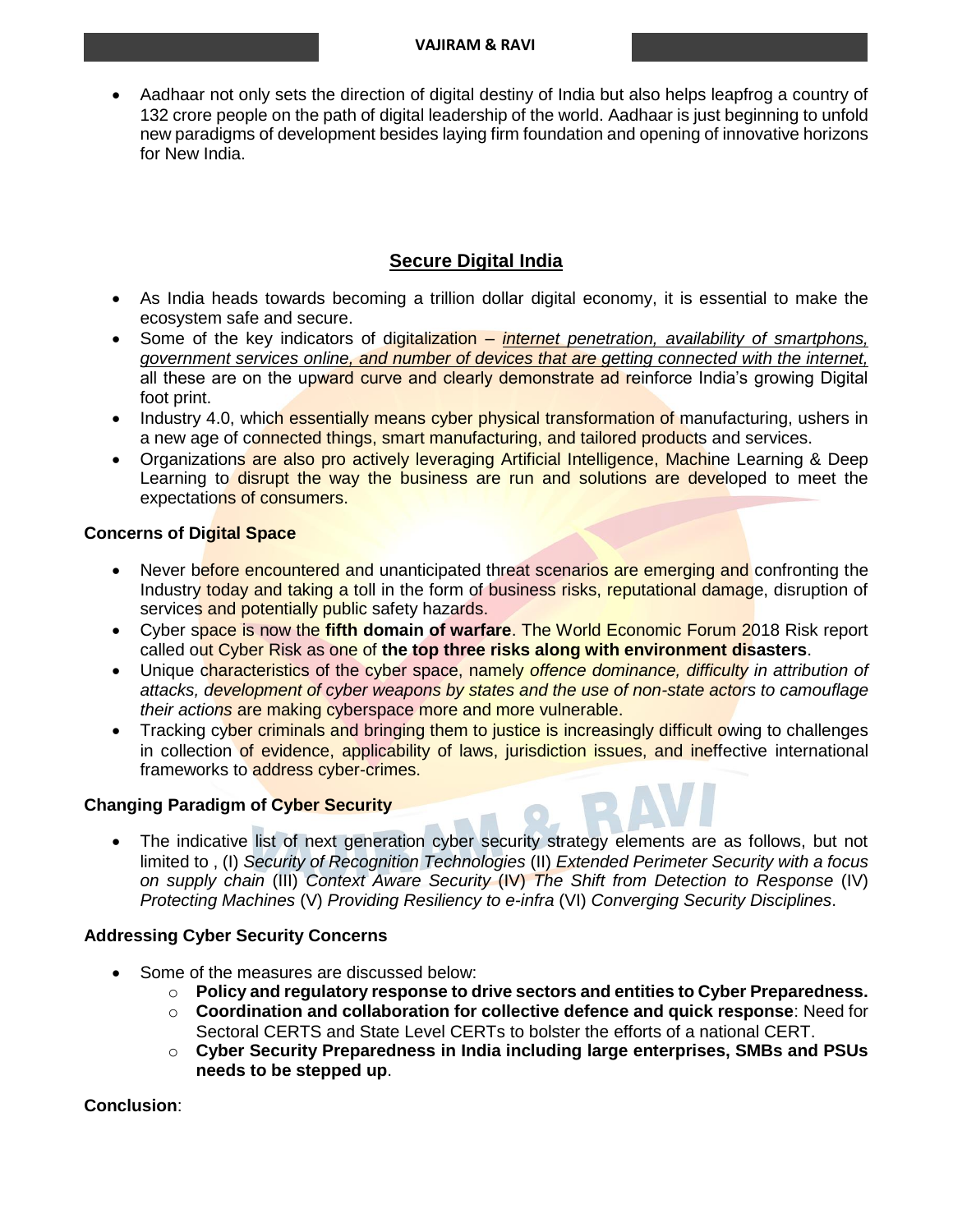- Aadhaar not only sets the direction of digital destiny of India but also helps leapfrog a country of 132 crore people on the path of digital leadership of the world. Aadhaar is just beginning to unfold new paradigms of development besides laying firm foundation and opening of innovative horizons for New India.

## Secure Digital India

- As India heads towards becoming a trillion dollar digital economy, it is essential to make the ecosystem safe and secure.
- Some of the key indicators of digitalization – *internet penetration, availability of smartphons, government services online, and number of devices that are getting connected with the internet,* all these are on the upward curve and clearly demonstrate ad reinforce India's growing Digital foot print.
- Industry 4.0, which essentially means cyber physical transformation of manufacturing, ushers in a new age of connected things, smart manufacturing, and tailored products and services.
- Organizations are also pro actively leveraging Artificial Intelligence, Machine Learning & Deep Learning to disrupt the way the business are run and solutions are developed to meet the expectations of consumers.

**Concerns of Digital Space**

- Never before encountered and unanticipated threat scenarios are emerging and confronting the Industry today and taking a toll in the form of business risks, reputational damage, disruption of services and potentially public safety hazards.
- Cyber space is now the **fifth domain of warfare**. The World Economic Forum 2018 Risk report called out Cyber Risk as one of **the top three risks along with environment disasters**.
- Unique characteristics of the cyber space, namely *offence dominance, difficulty in attribution of attacks, development of cyber weapons by states and the use of non-state actors to camouflage their actions* are making cyberspace more and more vulnerable.
- Tracking cyber criminals and bringing them to justice is increasingly difficult owing to challenges in collection of evidence, applicability of laws, jurisdiction issues, and ineffective international frameworks to address cyber-crimes.

**Changing Paradigm of Cyber Security**

- The indicative list of next generation cyber security strategy elements are as follows, but not limited to , (I) *Security of Recognition Technologies* (II) *Extended Perimeter Security with a focus on supply chain* (III) *Context Aware Security* (IV) *The Shift from Detection to Response* (IV) *Protecting Machines* (V) *Providing Resiliency to e-infra* (VI) *Converging Security Disciplines*.

**Addressing Cyber Security Concerns**

- Some of the measures are discussed below:
  - **Policy and regulatory response to drive sectors and entities to Cyber Preparedness.**
  - **Coordination and collaboration for collective defence and quick response**: Need for Sectoral CERTS and State Level CERTs to bolster the efforts of a national CERT.
  - **Cyber Security Preparedness in India including large enterprises, SMBs and PSUs needs to be stepped up**.

**Conclusion**: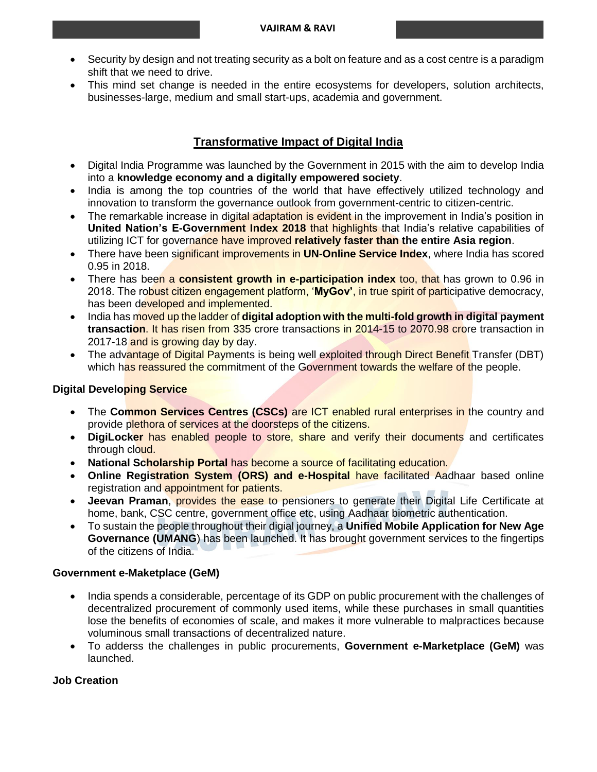- Security by design and not treating security as a bolt on feature and as a cost centre is a paradigm shift that we need to drive.
- This mind set change is needed in the entire ecosystems for developers, solution architects, businesses-large, medium and small start-ups, academia and government.

## Transformative Impact of Digital India

- Digital India Programme was launched by the Government in 2015 with the aim to develop India into a **knowledge economy and a digitally empowered society**.
- India is among the top countries of the world that have effectively utilized technology and innovation to transform the governance outlook from government-centric to citizen-centric.
- The remarkable increase in digital adaptation is evident in the improvement in India's position in **United Nation's E-Government Index 2018** that highlights that India's relative capabilities of utilizing ICT for governance have improved **relatively faster than the entire Asia region**.
- There have been significant improvements in **UN-Online Service Index**, where India has scored 0.95 in 2018.
- There has been a **consistent growth in e-participation index** too, that has grown to 0.96 in 2018. The robust citizen engagement platform, '**MyGov'**, in true spirit of participative democracy, has been developed and implemented.
- India has moved up the ladder of **digital adoption with the multi-fold growth in digital payment transaction**. It has risen from 335 crore transactions in 2014-15 to 2070.98 crore transaction in 2017-18 and is growing day by day.
- The advantage of Digital Payments is being well exploited through Direct Benefit Transfer (DBT) which has reassured the commitment of the Government towards the welfare of the people.

### Digital Developing Service

- The **Common Services Centres (CSCs)** are ICT enabled rural enterprises in the country and provide plethora of services at the doorsteps of the citizens.
- **DigiLocker** has enabled people to store, share and verify their documents and certificates through cloud.
- **National Scholarship Portal** has become a source of facilitating education.
- **Online Registration System (ORS) and e-Hospital** have facilitated Aadhaar based online registration and appointment for patients.
- **Jeevan Praman**, provides the ease to pensioners to generate their Digital Life Certificate at home, bank, CSC centre, government office etc, using Aadhaar biometric authentication.
- To sustain the people throughout their digial journey, a **Unified Mobile Application for New Age Governance (UMANG**) has been launched. It has brought government services to the fingertips of the citizens of India.

### Government e-Maketplace (GeM)

- India spends a considerable, percentage of its GDP on public procurement with the challenges of decentralized procurement of commonly used items, while these purchases in small quantities lose the benefits of economies of scale, and makes it more vulnerable to malpractices because voluminous small transactions of decentralized nature.
- To adderss the challenges in public procurements, **Government e-Marketplace (GeM)** was launched.

### Job Creation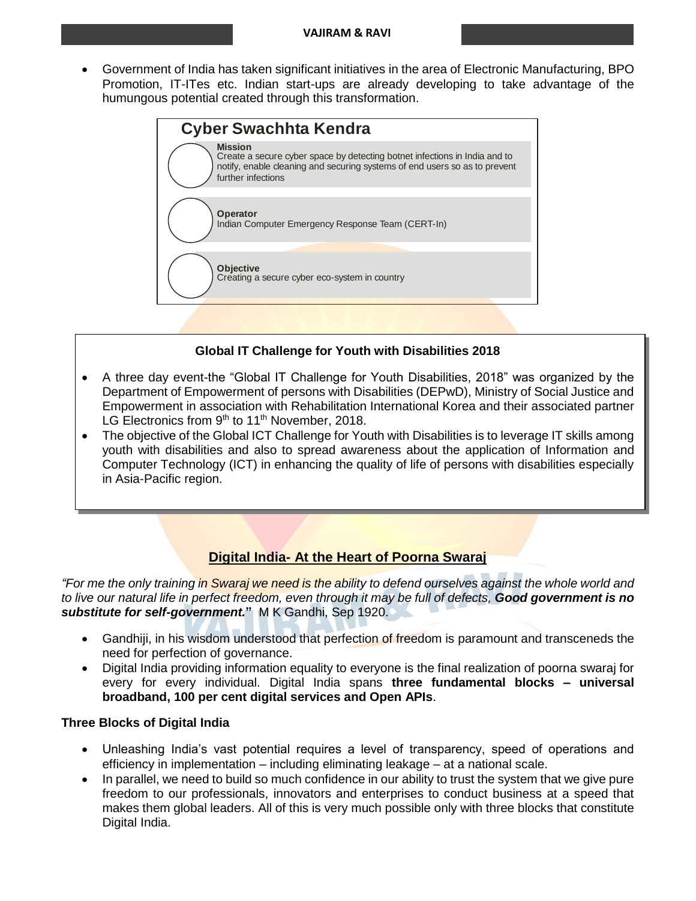- Government of India has taken significant initiatives in the area of Electronic Manufacturing, BPO Promotion, IT-ITes etc. Indian start-ups are already developing to take advantage of the humungous potential created through this transformation.

## Cyber Swachhta Kendra

**Mission**
Create a secure cyber space by detecting botnet infections in India and to notify, enable cleaning and securing systems of end users so as to prevent further infections

**Operator**
Indian Computer Emergency Response Team (CERT-In)

**Objective**
Creating a secure cyber eco-system in country

### Global IT Challenge for Youth with Disabilities 2018

- A three day event-the "Global IT Challenge for Youth Disabilities, 2018" was organized by the Department of Empowerment of persons with Disabilities (DEPwD), Ministry of Social Justice and Empowerment in association with Rehabilitation International Korea and their associated partner LG Electronics from 9th to 11th November, 2018.
- The objective of the Global ICT Challenge for Youth with Disabilities is to leverage IT skills among youth with disabilities and also to spread awareness about the application of Information and Computer Technology (ICT) in enhancing the quality of life of persons with disabilities especially in Asia-Pacific region.

## Digital India- At the Heart of Poorna Swaraj

*"For me the only training in Swaraj we need is the ability to defend ourselves against the whole world and to live our natural life in perfect freedom, even through it may be full of defects,* ***Good government is no substitute for self-government."*** M K Gandhi, Sep 1920.

- Gandhiji, in his wisdom understood that perfection of freedom is paramount and transceneds the need for perfection of governance.
- Digital India providing information equality to everyone is the final realization of poorna swaraj for every for every individual. Digital India spans **three fundamental blocks – universal broadband, 100 per cent digital services and Open APIs**.

### Three Blocks of Digital India

- Unleashing India's vast potential requires a level of transparency, speed of operations and efficiency in implementation – including eliminating leakage – at a national scale.
- In parallel, we need to build so much confidence in our ability to trust the system that we give pure freedom to our professionals, innovators and enterprises to conduct business at a speed that makes them global leaders. All of this is very much possible only with three blocks that constitute Digital India.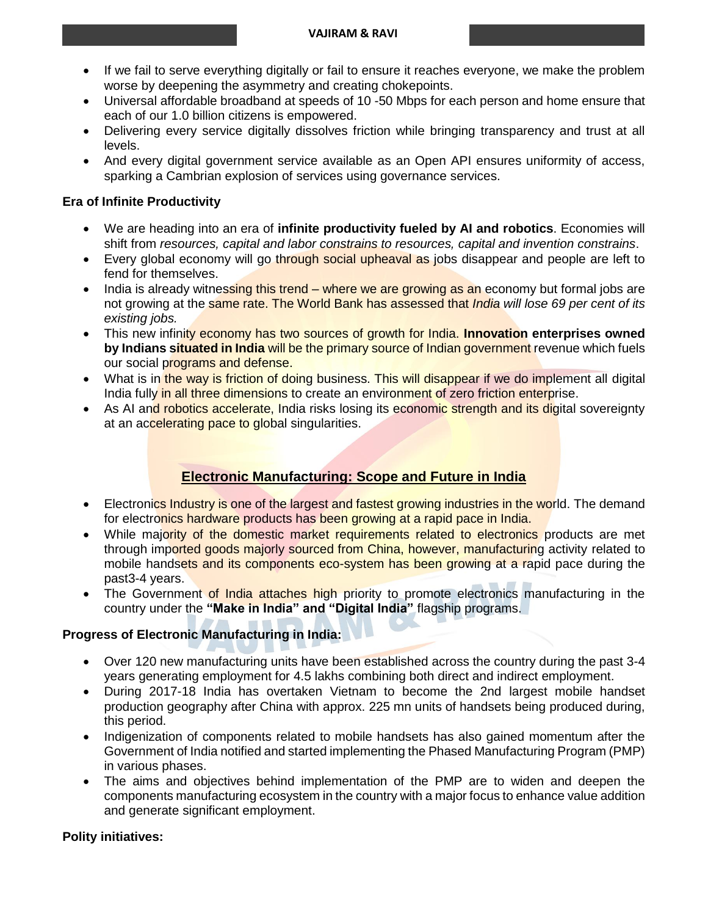- If we fail to serve everything digitally or fail to ensure it reaches everyone, we make the problem worse by deepening the asymmetry and creating chokepoints.
- Universal affordable broadband at speeds of 10 -50 Mbps for each person and home ensure that each of our 1.0 billion citizens is empowered.
- Delivering every service digitally dissolves friction while bringing transparency and trust at all levels.
- And every digital government service available as an Open API ensures uniformity of access, sparking a Cambrian explosion of services using governance services.

**Era of Infinite Productivity**

- We are heading into an era of **infinite productivity fueled by AI and robotics**. Economies will shift from *resources, capital and labor constrains to resources, capital and invention constrains*.
- Every global economy will go through social upheaval as jobs disappear and people are left to fend for themselves.
- India is already witnessing this trend – where we are growing as an economy but formal jobs are not growing at the same rate. The World Bank has assessed that *India will lose 69 per cent of its existing jobs.*
- This new infinity economy has two sources of growth for India. **Innovation enterprises owned by Indians situated in India** will be the primary source of Indian government revenue which fuels our social programs and defense.
- What is in the way is friction of doing business. This will disappear if we do implement all digital India fully in all three dimensions to create an environment of zero friction enterprise.
- As AI and robotics accelerate, India risks losing its economic strength and its digital sovereignty at an accelerating pace to global singularities.

## Electronic Manufacturing: Scope and Future in India

- Electronics Industry is one of the largest and fastest growing industries in the world. The demand for electronics hardware products has been growing at a rapid pace in India.
- While majority of the domestic market requirements related to electronics products are met through imported goods majorly sourced from China, however, manufacturing activity related to mobile handsets and its components eco-system has been growing at a rapid pace during the past3-4 years.
- The Government of India attaches high priority to promote electronics manufacturing in the country under the **"Make in India" and "Digital India"** flagship programs.

**Progress of Electronic Manufacturing in India:**

- Over 120 new manufacturing units have been established across the country during the past 3-4 years generating employment for 4.5 lakhs combining both direct and indirect employment.
- During 2017-18 India has overtaken Vietnam to become the 2nd largest mobile handset production geography after China with approx. 225 mn units of handsets being produced during, this period.
- Indigenization of components related to mobile handsets has also gained momentum after the Government of India notified and started implementing the Phased Manufacturing Program (PMP) in various phases.
- The aims and objectives behind implementation of the PMP are to widen and deepen the components manufacturing ecosystem in the country with a major focus to enhance value addition and generate significant employment.

**Polity initiatives:**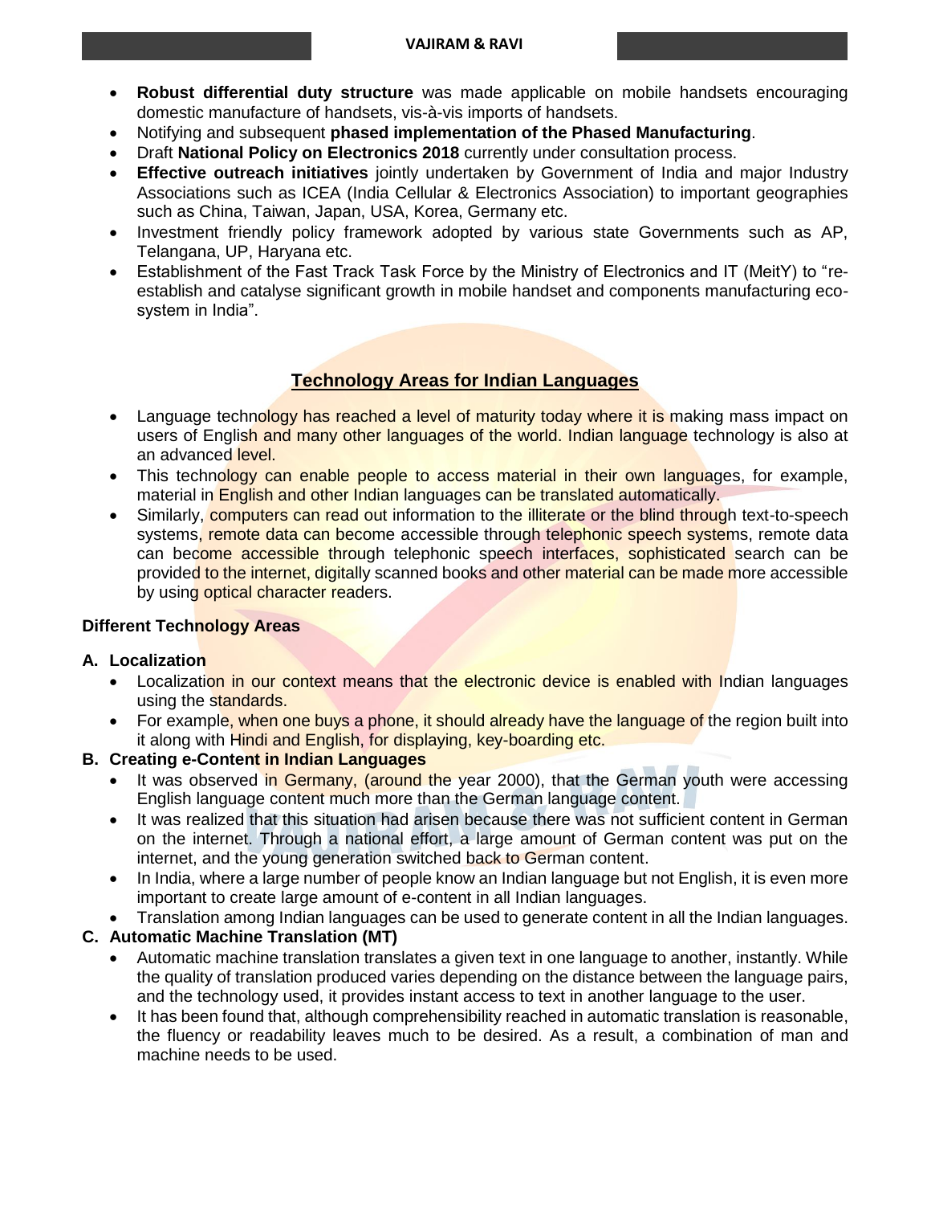- **Robust differential duty structure** was made applicable on mobile handsets encouraging domestic manufacture of handsets, vis-à-vis imports of handsets.
- Notifying and subsequent **phased implementation of the Phased Manufacturing**.
- Draft **National Policy on Electronics 2018** currently under consultation process.
- **Effective outreach initiatives** jointly undertaken by Government of India and major Industry Associations such as ICEA (India Cellular & Electronics Association) to important geographies such as China, Taiwan, Japan, USA, Korea, Germany etc.
- Investment friendly policy framework adopted by various state Governments such as AP, Telangana, UP, Haryana etc.
- Establishment of the Fast Track Task Force by the Ministry of Electronics and IT (MeitY) to "re-establish and catalyse significant growth in mobile handset and components manufacturing eco-system in India".

## Technology Areas for Indian Languages

- Language technology has reached a level of maturity today where it is making mass impact on users of English and many other languages of the world. Indian language technology is also at an advanced level.
- This technology can enable people to access material in their own languages, for example, material in English and other Indian languages can be translated automatically.
- Similarly, computers can read out information to the illiterate or the blind through text-to-speech systems, remote data can become accessible through telephonic speech systems, remote data can become accessible through telephonic speech interfaces, sophisticated search can be provided to the internet, digitally scanned books and other material can be made more accessible by using optical character readers.

### Different Technology Areas

**A. Localization**

- Localization in our context means that the electronic device is enabled with Indian languages using the standards.
- For example, when one buys a phone, it should already have the language of the region built into it along with Hindi and English, for displaying, key-boarding etc.

**B. Creating e-Content in Indian Languages**

- It was observed in Germany, (around the year 2000), that the German youth were accessing English language content much more than the German language content.
- It was realized that this situation had arisen because there was not sufficient content in German on the internet. Through a national effort, a large amount of German content was put on the internet, and the young generation switched back to German content.
- In India, where a large number of people know an Indian language but not English, it is even more important to create large amount of e-content in all Indian languages.
- Translation among Indian languages can be used to generate content in all the Indian languages.

**C. Automatic Machine Translation (MT)**

- Automatic machine translation translates a given text in one language to another, instantly. While the quality of translation produced varies depending on the distance between the language pairs, and the technology used, it provides instant access to text in another language to the user.
- It has been found that, although comprehensibility reached in automatic translation is reasonable, the fluency or readability leaves much to be desired. As a result, a combination of man and machine needs to be used.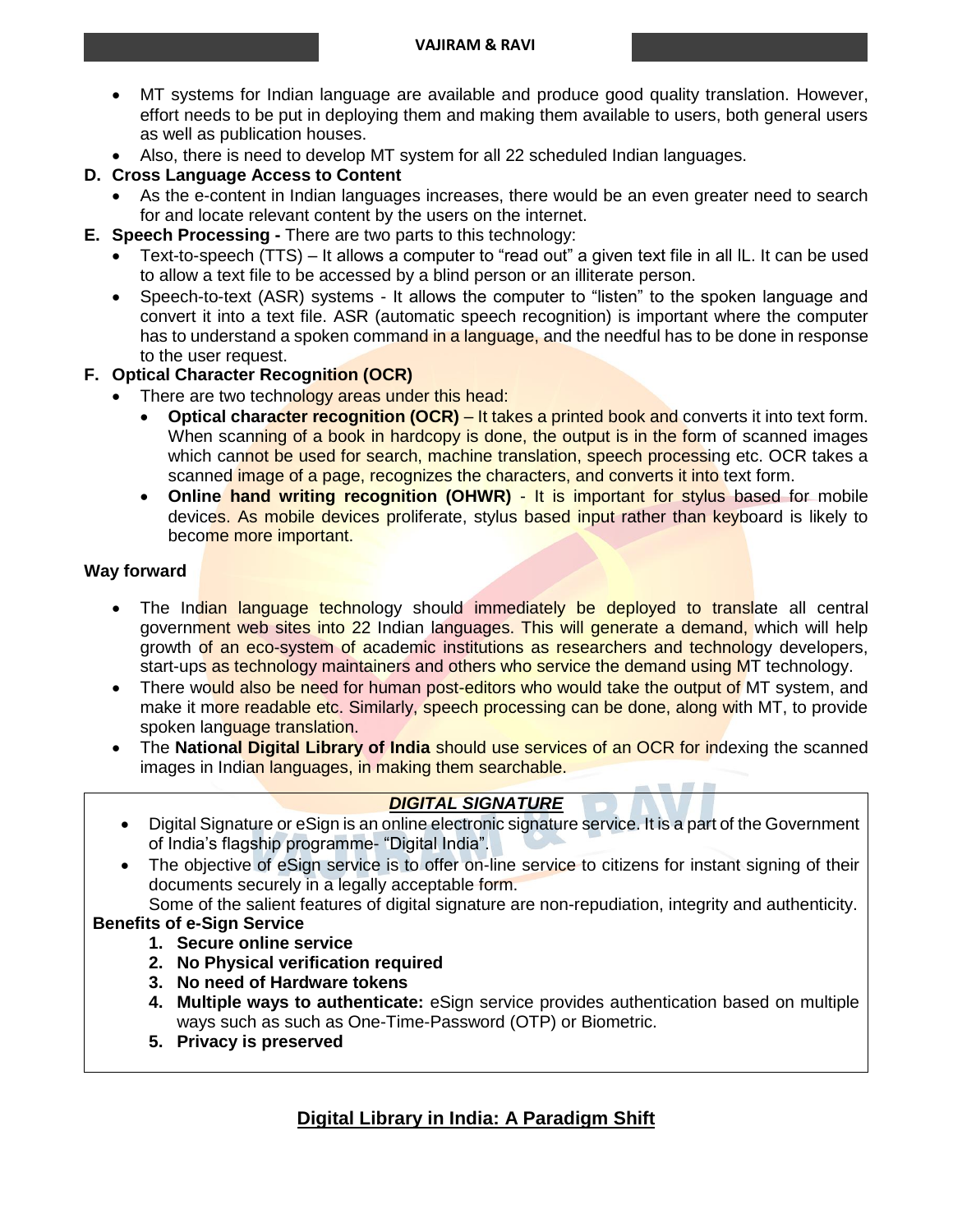- MT systems for Indian language are available and produce good quality translation. However, effort needs to be put in deploying them and making them available to users, both general users as well as publication houses.
- Also, there is need to develop MT system for all 22 scheduled Indian languages.

**D. Cross Language Access to Content**

- As the e-content in Indian languages increases, there would be an even greater need to search for and locate relevant content by the users on the internet.

**E. Speech Processing -** There are two parts to this technology:

- Text-to-speech (TTS) – It allows a computer to "read out" a given text file in all IL. It can be used to allow a text file to be accessed by a blind person or an illiterate person.
- Speech-to-text (ASR) systems - It allows the computer to "listen" to the spoken language and convert it into a text file. ASR (automatic speech recognition) is important where the computer has to understand a spoken command in a language, and the needful has to be done in response to the user request.

**F. Optical Character Recognition (OCR)**

- There are two technology areas under this head:
  - **Optical character recognition (OCR)** – It takes a printed book and converts it into text form. When scanning of a book in hardcopy is done, the output is in the form of scanned images which cannot be used for search, machine translation, speech processing etc. OCR takes a scanned image of a page, recognizes the characters, and converts it into text form.
  - **Online hand writing recognition (OHWR)** - It is important for stylus based for mobile devices. As mobile devices proliferate, stylus based input rather than keyboard is likely to become more important.

**Way forward**

- The Indian language technology should immediately be deployed to translate all central government web sites into 22 Indian languages. This will generate a demand, which will help growth of an eco-system of academic institutions as researchers and technology developers, start-ups as technology maintainers and others who service the demand using MT technology.
- There would also be need for human post-editors who would take the output of MT system, and make it more readable etc. Similarly, speech processing can be done, along with MT, to provide spoken language translation.
- The **National Digital Library of India** should use services of an OCR for indexing the scanned images in Indian languages, in making them searchable.

***DIGITAL SIGNATURE***

- Digital Signature or eSign is an online electronic signature service. It is a part of the Government of India's flagship programme- "Digital India".
- The objective of eSign service is to offer on-line service to citizens for instant signing of their documents securely in a legally acceptable form.

Some of the salient features of digital signature are non-repudiation, integrity and authenticity.

**Benefits of e-Sign Service**

1. **Secure online service**
2. **No Physical verification required**
3. **No need of Hardware tokens**
4. **Multiple ways to authenticate:** eSign service provides authentication based on multiple ways such as such as One-Time-Password (OTP) or Biometric.
5. **Privacy is preserved**

## Digital Library in India: A Paradigm Shift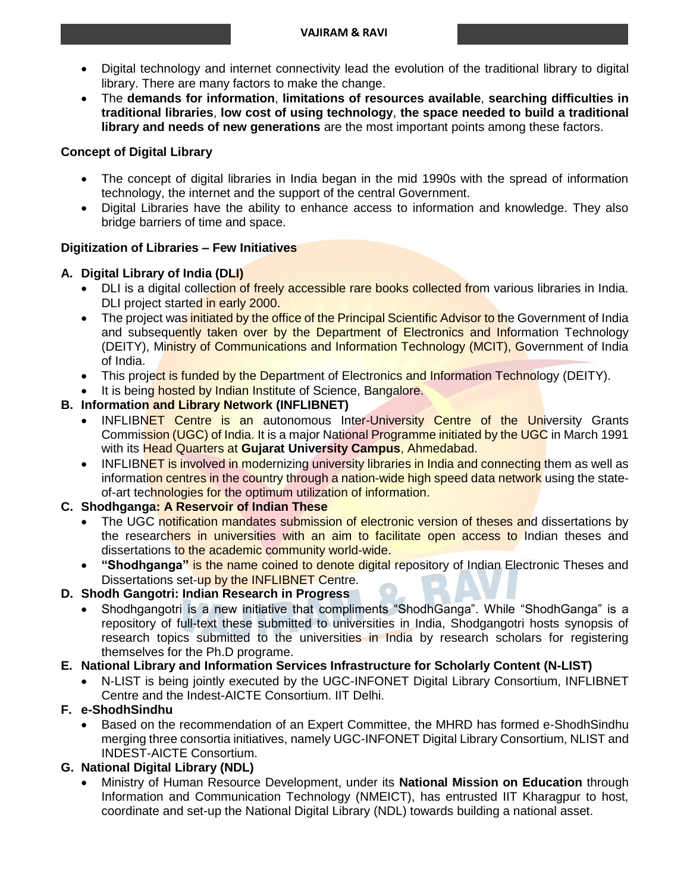- Digital technology and internet connectivity lead the evolution of the traditional library to digital library. There are many factors to make the change.
- The **demands for information**, **limitations of resources available**, **searching difficulties in traditional libraries**, **low cost of using technology**, **the space needed to build a traditional library and needs of new generations** are the most important points among these factors.

**Concept of Digital Library**

- The concept of digital libraries in India began in the mid 1990s with the spread of information technology, the internet and the support of the central Government.
- Digital Libraries have the ability to enhance access to information and knowledge. They also bridge barriers of time and space.

**Digitization of Libraries – Few Initiatives**

**A. Digital Library of India (DLI)**

- DLI is a digital collection of freely accessible rare books collected from various libraries in India. DLI project started in early 2000.
- The project was initiated by the office of the Principal Scientific Advisor to the Government of India and subsequently taken over by the Department of Electronics and Information Technology (DEITY), Ministry of Communications and Information Technology (MCIT), Government of India of India.
- This project is funded by the Department of Electronics and Information Technology (DEITY).
- It is being hosted by Indian Institute of Science, Bangalore.

**B. Information and Library Network (INFLIBNET)**

- INFLIBNET Centre is an autonomous Inter-University Centre of the University Grants Commission (UGC) of India. It is a major National Programme initiated by the UGC in March 1991 with its Head Quarters at **Gujarat University Campus**, Ahmedabad.
- INFLIBNET is involved in modernizing university libraries in India and connecting them as well as information centres in the country through a nation-wide high speed data network using the state-of-art technologies for the optimum utilization of information.

**C. Shodhganga: A Reservoir of Indian These**

- The UGC notification mandates submission of electronic version of theses and dissertations by the researchers in universities with an aim to facilitate open access to Indian theses and dissertations to the academic community world-wide.
- **"Shodhganga"** is the name coined to denote digital repository of Indian Electronic Theses and Dissertations set-up by the INFLIBNET Centre.

**D. Shodh Gangotri: Indian Research in Progress**

- Shodhgangotri is a new initiative that compliments "ShodhGanga". While "ShodhGanga" is a repository of full-text these submitted to universities in India, Shodgangotri hosts synopsis of research topics submitted to the universities in India by research scholars for registering themselves for the Ph.D programe.

**E. National Library and Information Services Infrastructure for Scholarly Content (N-LIST)**

- N-LIST is being jointly executed by the UGC-INFONET Digital Library Consortium, INFLIBNET Centre and the Indest-AICTE Consortium. IIT Delhi.

**F. e-ShodhSindhu**

- Based on the recommendation of an Expert Committee, the MHRD has formed e-ShodhSindhu merging three consortia initiatives, namely UGC-INFONET Digital Library Consortium, NLIST and INDEST-AICTE Consortium.

**G. National Digital Library (NDL)**

- Ministry of Human Resource Development, under its **National Mission on Education** through Information and Communication Technology (NMEICT), has entrusted IIT Kharagpur to host, coordinate and set-up the National Digital Library (NDL) towards building a national asset.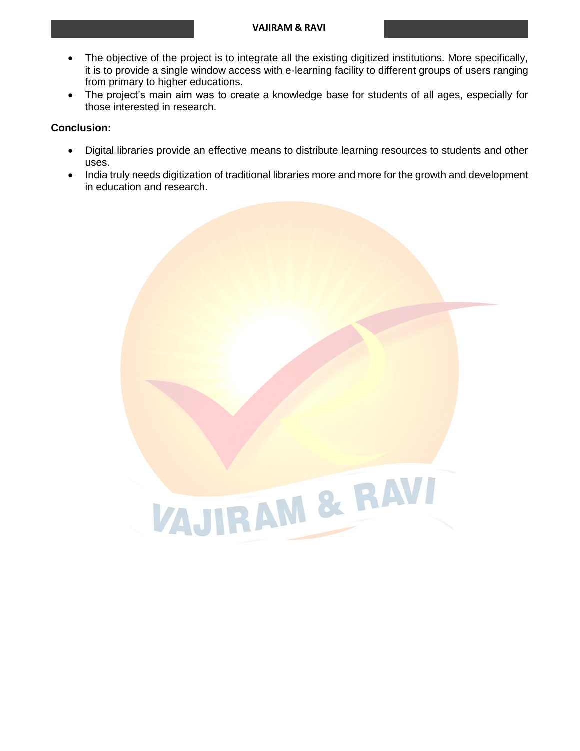- The objective of the project is to integrate all the existing digitized institutions. More specifically, it is to provide a single window access with e-learning facility to different groups of users ranging from primary to higher educations.
- The project's main aim was to create a knowledge base for students of all ages, especially for those interested in research.

**Conclusion:**

- Digital libraries provide an effective means to distribute learning resources to students and other uses.
- India truly needs digitization of traditional libraries more and more for the growth and development in education and research.